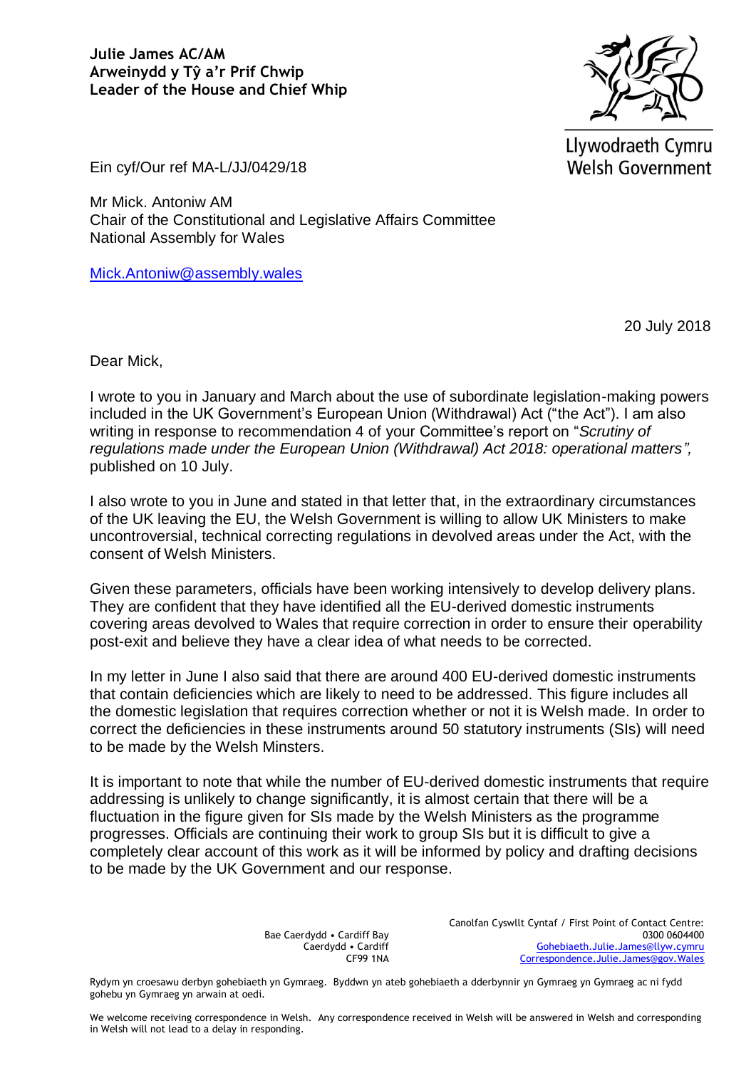**Julie James AC/AM**
**Arweinydd y Tŷ a'r Prif Chwip**
**Leader of the House and Chief Whip**

Llywodraeth Cymru
Welsh Government

Ein cyf/Our ref MA-L/JJ/0429/18

Mr Mick. Antoniw AM
Chair of the Constitutional and Legislative Affairs Committee
National Assembly for Wales

Mick.Antoniw@assembly.wales

20 July 2018

Dear Mick,

I wrote to you in January and March about the use of subordinate legislation-making powers included in the UK Government's European Union (Withdrawal) Act ("the Act"). I am also writing in response to recommendation 4 of your Committee's report on "*Scrutiny of regulations made under the European Union (Withdrawal) Act 2018: operational matters",* published on 10 July.

I also wrote to you in June and stated in that letter that, in the extraordinary circumstances of the UK leaving the EU, the Welsh Government is willing to allow UK Ministers to make uncontroversial, technical correcting regulations in devolved areas under the Act, with the consent of Welsh Ministers.

Given these parameters, officials have been working intensively to develop delivery plans. They are confident that they have identified all the EU-derived domestic instruments covering areas devolved to Wales that require correction in order to ensure their operability post-exit and believe they have a clear idea of what needs to be corrected.

In my letter in June I also said that there are around 400 EU-derived domestic instruments that contain deficiencies which are likely to need to be addressed. This figure includes all the domestic legislation that requires correction whether or not it is Welsh made. In order to correct the deficiencies in these instruments around 50 statutory instruments (SIs) will need to be made by the Welsh Minsters.

It is important to note that while the number of EU-derived domestic instruments that require addressing is unlikely to change significantly, it is almost certain that there will be a fluctuation in the figure given for SIs made by the Welsh Ministers as the programme progresses. Officials are continuing their work to group SIs but it is difficult to give a completely clear account of this work as it will be informed by policy and drafting decisions to be made by the UK Government and our response.

Bae Caerdydd • Cardiff Bay
Caerdydd • Cardiff
CF99 1NA

Canolfan Cyswllt Cyntaf / First Point of Contact Centre:
0300 0604400
Gohebiaeth.Julie.James@llyw.cymru
Correspondence.Julie.James@gov.Wales

Rydym yn croesawu derbyn gohebiaeth yn Gymraeg. Byddwn yn ateb gohebiaeth a dderbynnir yn Gymraeg yn Gymraeg ac ni fydd gohebu yn Gymraeg yn arwain at oedi.

We welcome receiving correspondence in Welsh. Any correspondence received in Welsh will be answered in Welsh and corresponding in Welsh will not lead to a delay in responding.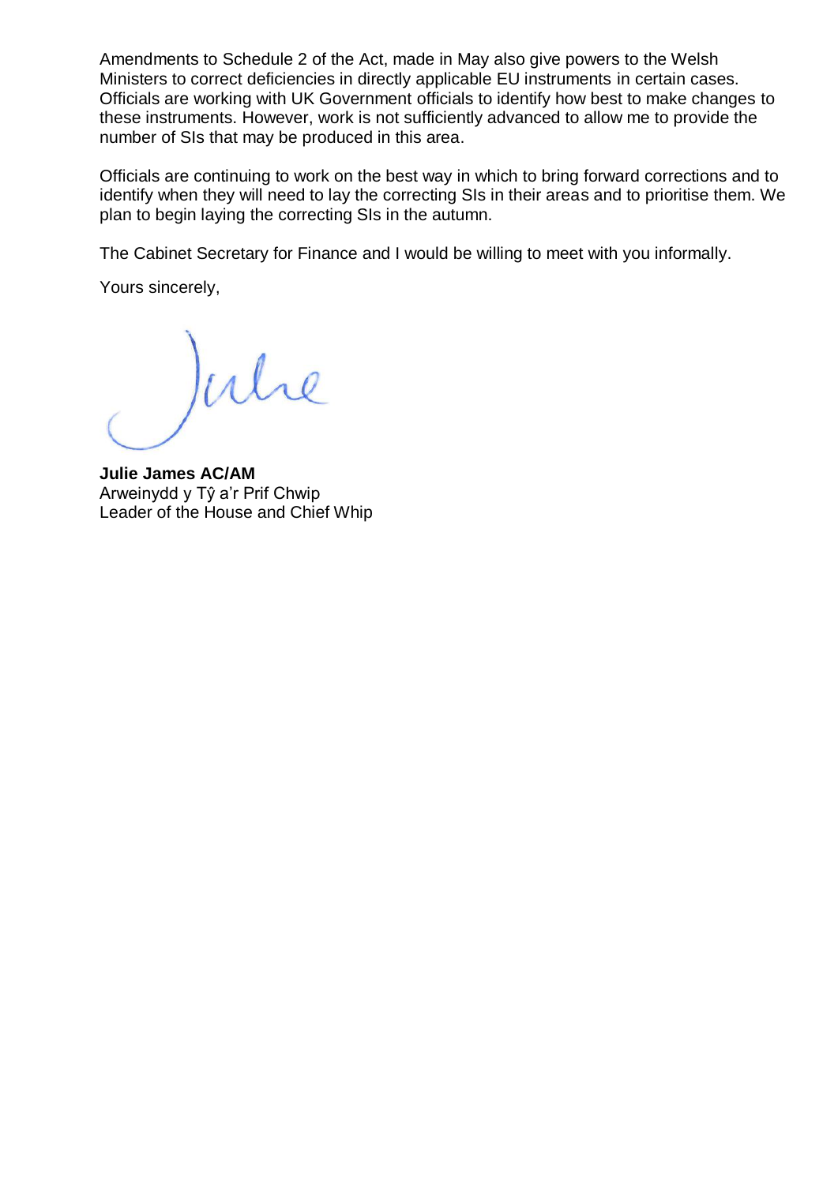Amendments to Schedule 2 of the Act, made in May also give powers to the Welsh Ministers to correct deficiencies in directly applicable EU instruments in certain cases. Officials are working with UK Government officials to identify how best to make changes to these instruments. However, work is not sufficiently advanced to allow me to provide the number of SIs that may be produced in this area.

Officials are continuing to work on the best way in which to bring forward corrections and to identify when they will need to lay the correcting SIs in their areas and to prioritise them. We plan to begin laying the correcting SIs in the autumn.

The Cabinet Secretary for Finance and I would be willing to meet with you informally.

Yours sincerely,

Julie

**Julie James AC/AM**
Arweinydd y Tŷ a'r Prif Chwip
Leader of the House and Chief Whip